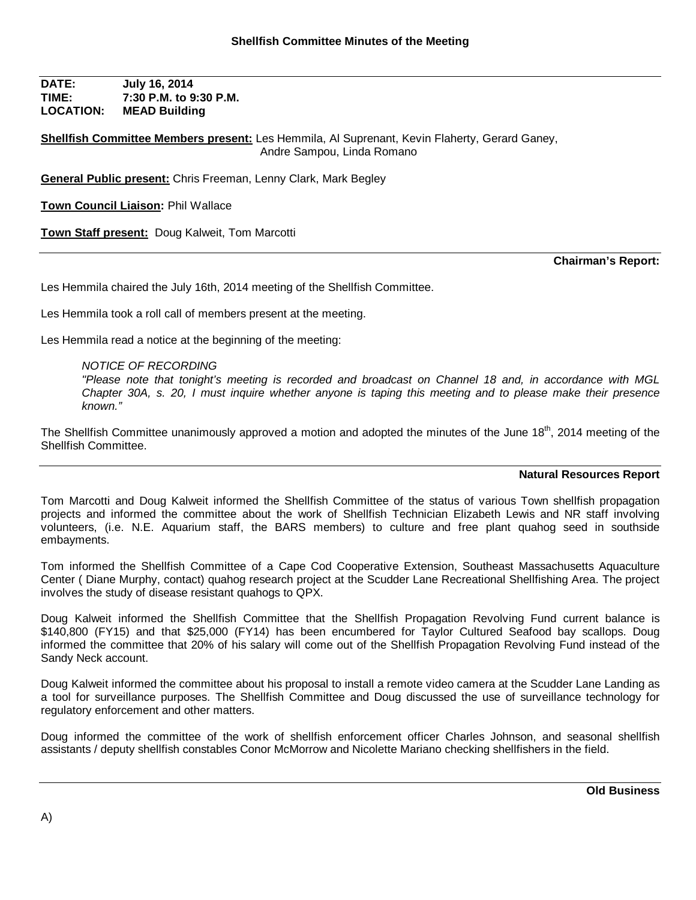# Shellfish Committee Minutes of the Meeting

**DATE:** **July 16, 2014**
**TIME:** **7:30 P.M. to 9:30 P.M.**
**LOCATION:** **MEAD Building**

**Shellfish Committee Members present:** Les Hemmila, Al Suprenant, Kevin Flaherty, Gerard Ganey, Andre Sampou, Linda Romano

**General Public present:** Chris Freeman, Lenny Clark, Mark Begley

**Town Council Liaison:** Phil Wallace

**Town Staff present:** Doug Kalweit, Tom Marcotti

## Chairman's Report:

Les Hemmila chaired the July 16th, 2014 meeting of the Shellfish Committee.

Les Hemmila took a roll call of members present at the meeting.

Les Hemmila read a notice at the beginning of the meeting:

> *NOTICE OF RECORDING*
> *"Please note that tonight's meeting is recorded and broadcast on Channel 18 and, in accordance with MGL Chapter 30A, s. 20, I must inquire whether anyone is taping this meeting and to please make their presence known."*

The Shellfish Committee unanimously approved a motion and adopted the minutes of the June 18th, 2014 meeting of the Shellfish Committee.

## Natural Resources Report

Tom Marcotti and Doug Kalweit informed the Shellfish Committee of the status of various Town shellfish propagation projects and informed the committee about the work of Shellfish Technician Elizabeth Lewis and NR staff involving volunteers, (i.e. N.E. Aquarium staff, the BARS members) to culture and free plant quahog seed in southside embayments.

Tom informed the Shellfish Committee of a Cape Cod Cooperative Extension, Southeast Massachusetts Aquaculture Center ( Diane Murphy, contact) quahog research project at the Scudder Lane Recreational Shellfishing Area. The project involves the study of disease resistant quahogs to QPX.

Doug Kalweit informed the Shellfish Committee that the Shellfish Propagation Revolving Fund current balance is $140,800 (FY15) and that $25,000 (FY14) has been encumbered for Taylor Cultured Seafood bay scallops. Doug informed the committee that 20% of his salary will come out of the Shellfish Propagation Revolving Fund instead of the Sandy Neck account.

Doug Kalweit informed the committee about his proposal to install a remote video camera at the Scudder Lane Landing as a tool for surveillance purposes. The Shellfish Committee and Doug discussed the use of surveillance technology for regulatory enforcement and other matters.

Doug informed the committee of the work of shellfish enforcement officer Charles Johnson, and seasonal shellfish assistants / deputy shellfish constables Conor McMorrow and Nicolette Mariano checking shellfishers in the field.

## Old Business

A)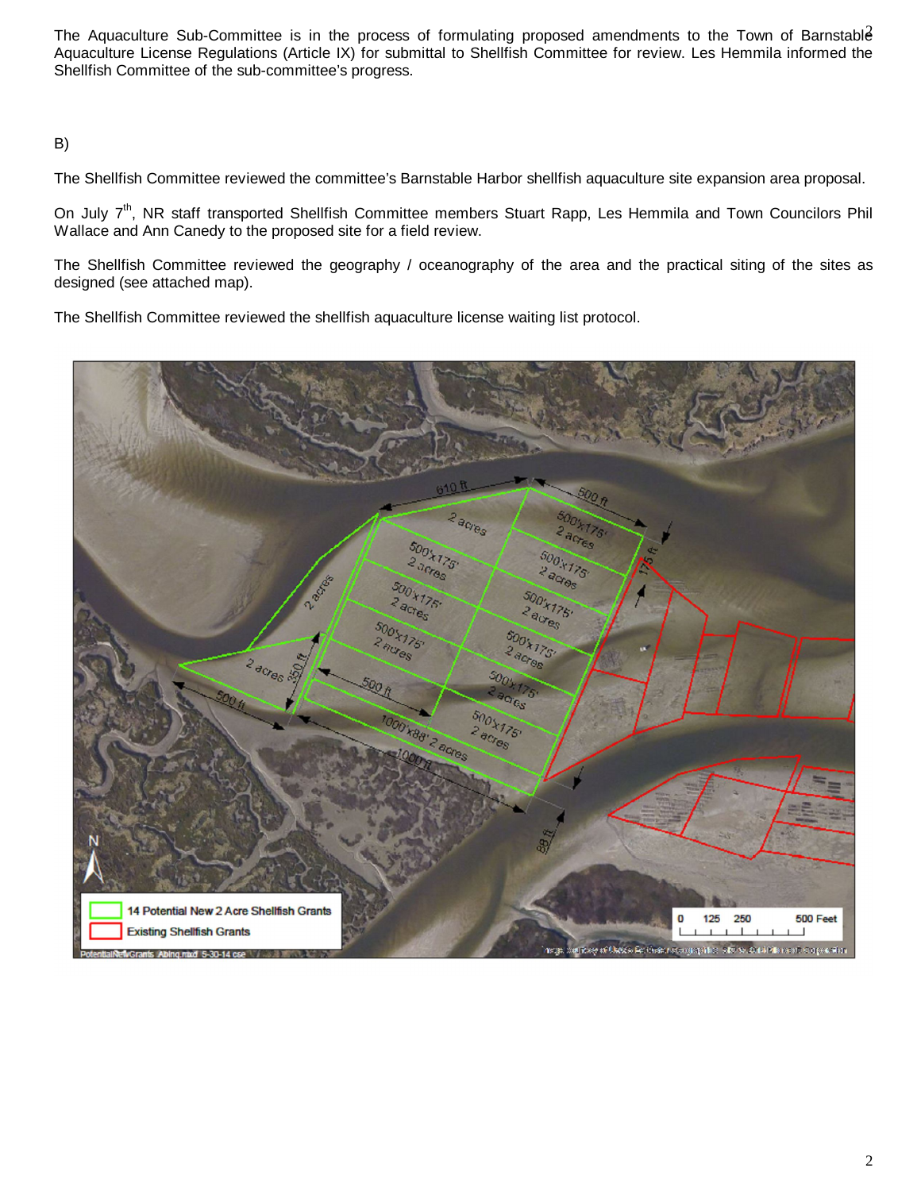The Aquaculture Sub-Committee is in the process of formulating proposed amendments to the Town of Barnstable Aquaculture License Regulations (Article IX) for submittal to Shellfish Committee for review. Les Hemmila informed the Shellfish Committee of the sub-committee's progress.

B)

The Shellfish Committee reviewed the committee's Barnstable Harbor shellfish aquaculture site expansion area proposal.

On July 7th, NR staff transported Shellfish Committee members Stuart Rapp, Les Hemmila and Town Councilors Phil Wallace and Ann Canedy to the proposed site for a field review.

The Shellfish Committee reviewed the geography / oceanography of the area and the practical siting of the sites as designed (see attached map).

The Shellfish Committee reviewed the shellfish aquaculture license waiting list protocol.

610 ft
500 ft
2 acres
500'x175' 2 acres
175 ft
350 ft
500 ft
1000'x88' 2 acres
1000 ft
88 ft
N
14 Potential New 2 Acre Shellfish Grants
Existing Shellfish Grants
0 125 250 500 Feet
PotentialNewGrants_Abing.mxd 5-30-14 cse